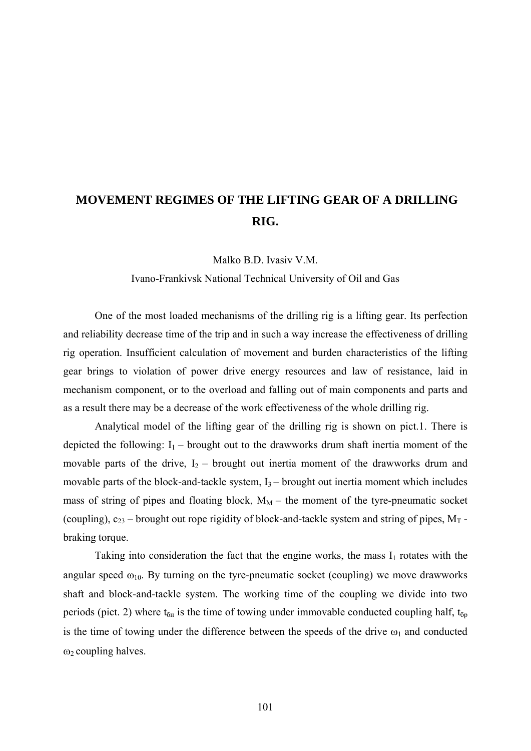# MOVEMENT REGIMES OF THE LIFTING GEAR OF A DRILLING RIG.

Malko B.D. Ivasiv V.M.

Ivano-Frankivsk National Technical University of Oil and Gas

One of the most loaded mechanisms of the drilling rig is a lifting gear. Its perfection and reliability decrease time of the trip and in such a way increase the effectiveness of drilling rig operation. Insufficient calculation of movement and burden characteristics of the lifting gear brings to violation of power drive energy resources and law of resistance, laid in mechanism component, or to the overload and falling out of main components and parts and as a result there may be a decrease of the work effectiveness of the whole drilling rig.

Analytical model of the lifting gear of the drilling rig is shown on pict.1. There is depicted the following: $I_1$ – brought out to the drawworks drum shaft inertia moment of the movable parts of the drive, $I_2$ – brought out inertia moment of the drawworks drum and movable parts of the block-and-tackle system, $I_3$ – brought out inertia moment which includes mass of string of pipes and floating block, $M_M$ – the moment of the tyre-pneumatic socket (coupling), $c_{23}$ – brought out rope rigidity of block-and-tackle system and string of pipes, $M_T$ - braking torque.

Taking into consideration the fact that the engine works, the mass $I_1$ rotates with the angular speed $\omega_{10}$. By turning on the tyre-pneumatic socket (coupling) we move drawworks shaft and block-and-tackle system. The working time of the coupling we divide into two periods (pict. 2) where $t_{бн}$ is the time of towing under immovable conducted coupling half, $t_{бр}$ is the time of towing under the difference between the speeds of the drive $\omega_1$ and conducted $\omega_2$ coupling halves.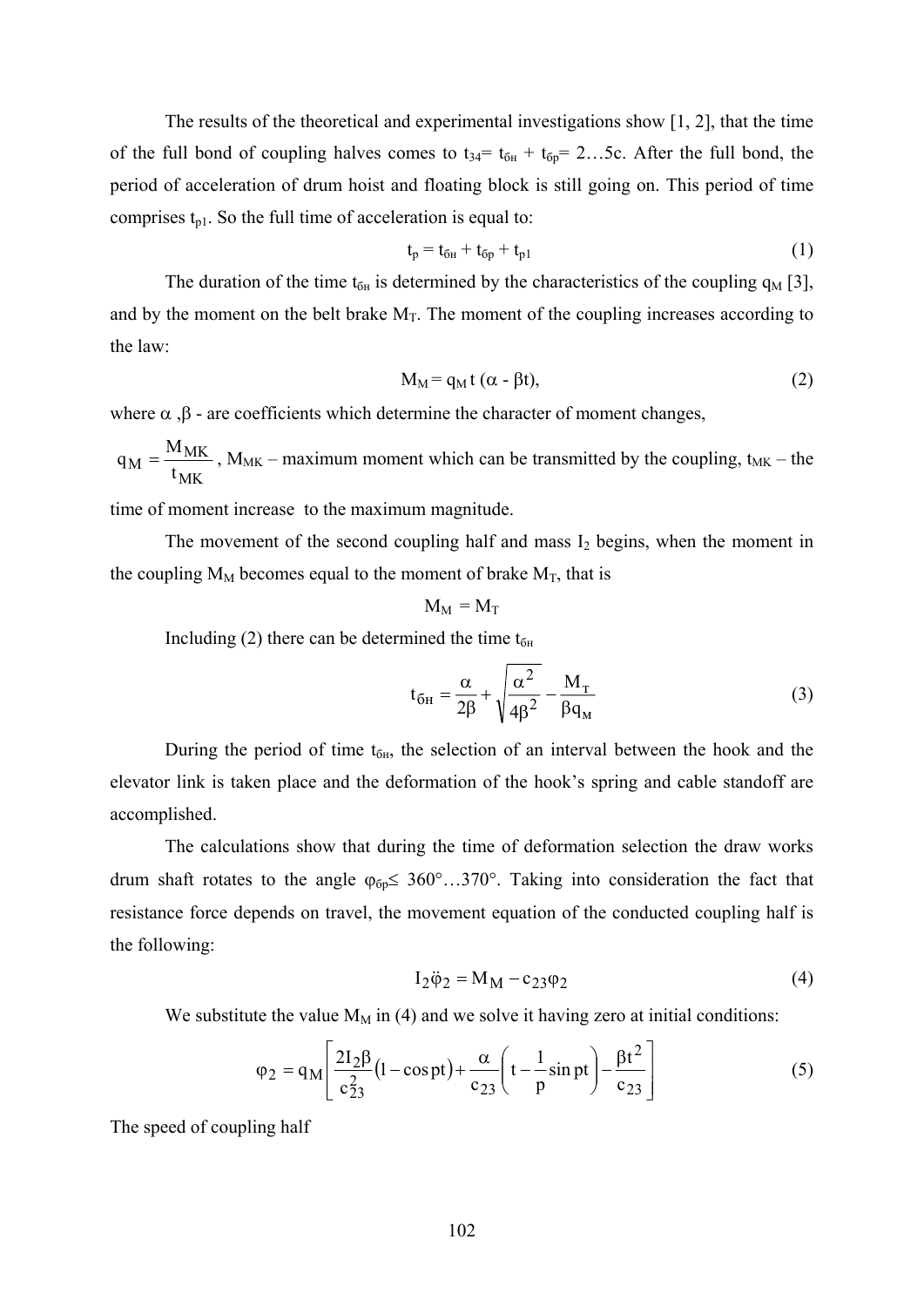The results of the theoretical and experimental investigations show [1, 2], that the time of the full bond of coupling halves comes to $t_{34}= t_{бн} + t_{бр}= 2…5c$. After the full bond, the period of acceleration of drum hoist and floating block is still going on. This period of time comprises $t_{p1}$. So the full time of acceleration is equal to:

$$t_p = t_{бн} + t_{бр} + t_{p1} \tag{1}$$

The duration of the time $t_{бн}$ is determined by the characteristics of the coupling $q_M$ [3], and by the moment on the belt brake $M_T$. The moment of the coupling increases according to the law:

$$M_M = q_M t (\alpha - \beta t), \tag{2}$$

where $\alpha$, $\beta$ - are coefficients which determine the character of moment changes,

$q_M = \dfrac{M_{MK}}{t_{MK}}$, $M_{MK}$ – maximum moment which can be transmitted by the coupling, $t_{MK}$ – the time of moment increase to the maximum magnitude.

The movement of the second coupling half and mass $I_2$ begins, when the moment in the coupling $M_M$ becomes equal to the moment of brake $M_T$, that is

$$M_M = M_T$$

Including (2) there can be determined the time $t_{бн}$

$$t_{бн} = \frac{\alpha}{2\beta} + \sqrt{\frac{\alpha^2}{4\beta^2} - \frac{M_т}{\beta q_м}} \tag{3}$$

During the period of time $t_{бн}$, the selection of an interval between the hook and the elevator link is taken place and the deformation of the hook's spring and cable standoff are accomplished.

The calculations show that during the time of deformation selection the draw works drum shaft rotates to the angle $\varphi_{бр} \leq 360°…370°$. Taking into consideration the fact that resistance force depends on travel, the movement equation of the conducted coupling half is the following:

$$I_2 \ddot{\varphi}_2 = M_M - c_{23}\varphi_2 \tag{4}$$

We substitute the value $M_M$ in (4) and we solve it having zero at initial conditions:

$$\varphi_2 = q_M \left[ \frac{2I_2\beta}{c_{23}^2}(1 - \cos pt) + \frac{\alpha}{c_{23}}\left(t - \frac{1}{p}\sin pt\right) - \frac{\beta t^2}{c_{23}} \right] \tag{5}$$

The speed of coupling half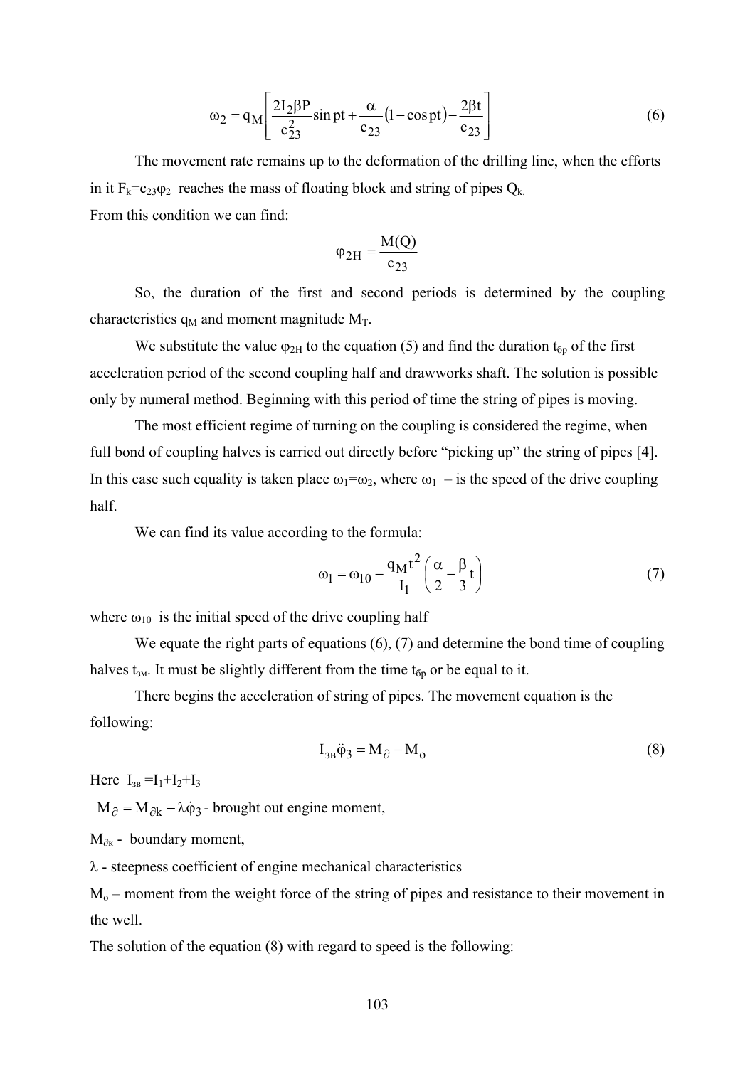$$\omega_2 = q_M \left[ \frac{2I_2\beta P}{c_{23}^2} \sin pt + \frac{\alpha}{c_{23}}(1 - \cos pt) - \frac{2\beta t}{c_{23}} \right] \tag{6}$$

The movement rate remains up to the deformation of the drilling line, when the efforts in it $F_k = c_{23}\varphi_2$ reaches the mass of floating block and string of pipes $Q_k$.

From this condition we can find:

$$\varphi_{2H} = \frac{M(Q)}{c_{23}}$$

So, the duration of the first and second periods is determined by the coupling characteristics $q_M$ and moment magnitude $M_T$.

We substitute the value $\varphi_{2H}$ to the equation (5) and find the duration $t_{бр}$ of the first acceleration period of the second coupling half and drawworks shaft. The solution is possible only by numeral method. Beginning with this period of time the string of pipes is moving.

The most efficient regime of turning on the coupling is considered the regime, when full bond of coupling halves is carried out directly before "picking up" the string of pipes [4]. In this case such equality is taken place $\omega_1 = \omega_2$, where $\omega_1$ – is the speed of the drive coupling half.

We can find its value according to the formula:

$$\omega_1 = \omega_{10} - \frac{q_M t^2}{I_1}\left(\frac{\alpha}{2} - \frac{\beta}{3}t\right) \tag{7}$$

where $\omega_{10}$ is the initial speed of the drive coupling half

We equate the right parts of equations (6), (7) and determine the bond time of coupling halves $t_{зм}$. It must be slightly different from the time $t_{бр}$ or be equal to it.

There begins the acceleration of string of pipes. The movement equation is the following:

$$I_{зв}\ddot{\varphi}_3 = M_{\partial} - M_o \tag{8}$$

Here $I_{зв} = I_1 + I_2 + I_3$

$M_{\partial} = M_{\partial k} - \lambda\dot{\varphi}_3$ - brought out engine moment,

$M_{\partial к}$ - boundary moment,

$\lambda$ - steepness coefficient of engine mechanical characteristics

$M_o$ – moment from the weight force of the string of pipes and resistance to their movement in the well.

The solution of the equation (8) with regard to speed is the following: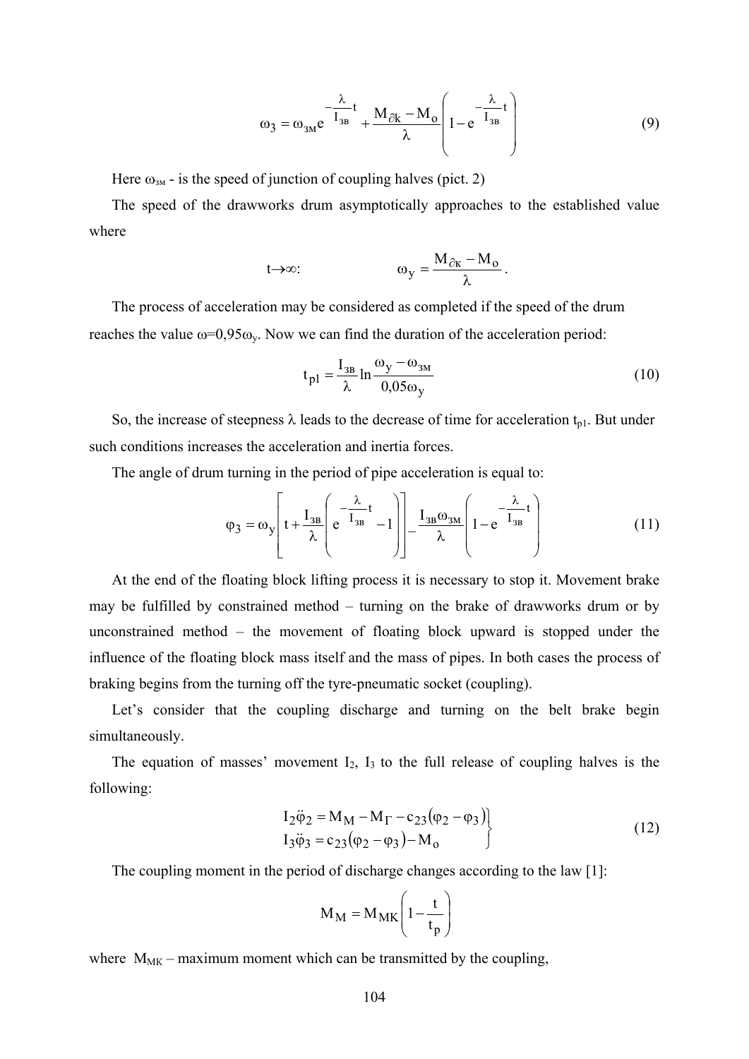$$\omega_3 = \omega_{зм} e^{-\frac{\lambda}{I_{зв}}t} + \frac{M_{\partial k} - M_o}{\lambda}\left(1 - e^{-\frac{\lambda}{I_{зв}}t}\right) \tag{9}$$

Here $\omega_{зм}$ - is the speed of junction of coupling halves (pict. 2)

The speed of the drawworks drum asymptotically approaches to the established value where

$$t \to \infty: \qquad \omega_y = \frac{M_{\partial к} - M_o}{\lambda}.$$

The process of acceleration may be considered as completed if the speed of the drum reaches the value $\omega=0{,}95\omega_y$. Now we can find the duration of the acceleration period:

$$t_{p1} = \frac{I_{зв}}{\lambda} \ln \frac{\omega_y - \omega_{зм}}{0{,}05\omega_y} \tag{10}$$

So, the increase of steepness $\lambda$ leads to the decrease of time for acceleration $t_{p1}$. But under such conditions increases the acceleration and inertia forces.

The angle of drum turning in the period of pipe acceleration is equal to:

$$\varphi_3 = \omega_y \left[ t + \frac{I_{зв}}{\lambda}\left( e^{-\frac{\lambda}{I_{зв}}t} - 1 \right) \right] - \frac{I_{зв}\omega_{зм}}{\lambda}\left(1 - e^{-\frac{\lambda}{I_{зв}}t}\right) \tag{11}$$

At the end of the floating block lifting process it is necessary to stop it. Movement brake may be fulfilled by constrained method – turning on the brake of drawworks drum or by unconstrained method – the movement of floating block upward is stopped under the influence of the floating block mass itself and the mass of pipes. In both cases the process of braking begins from the turning off the tyre-pneumatic socket (coupling).

Let's consider that the coupling discharge and turning on the belt brake begin simultaneously.

The equation of masses' movement $I_2$, $I_3$ to the full release of coupling halves is the following:

$$\left.\begin{aligned} I_2\ddot{\varphi}_2 &= M_M - M_\Gamma - c_{23}(\varphi_2 - \varphi_3) \\ I_3\ddot{\varphi}_3 &= c_{23}(\varphi_2 - \varphi_3) - M_o \end{aligned}\right\} \tag{12}$$

The coupling moment in the period of discharge changes according to the law [1]:

$$M_M = M_{MK}\left(1 - \frac{t}{t_p}\right)$$

where $M_{MK}$ – maximum moment which can be transmitted by the coupling,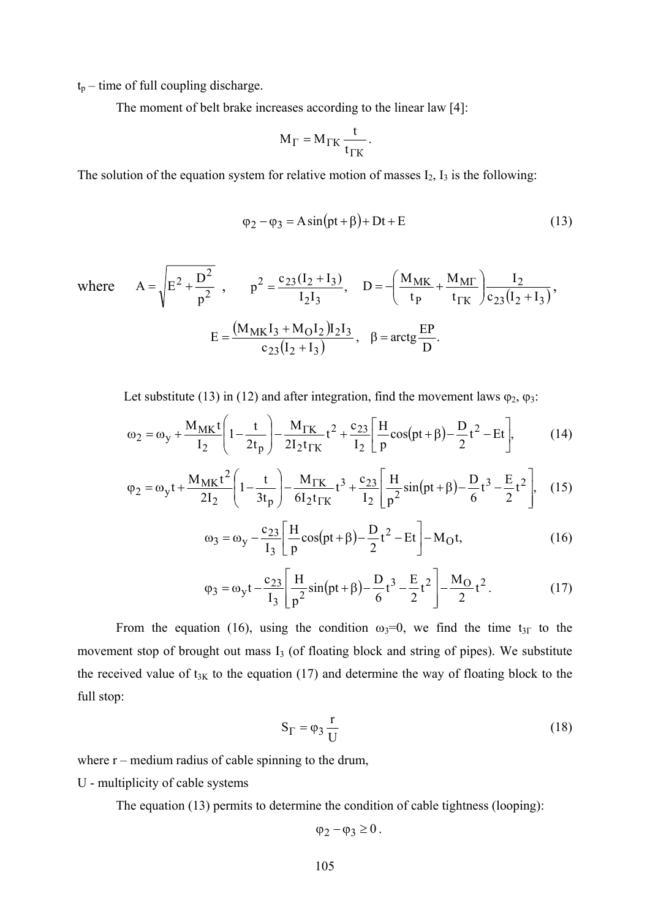$t_p$ – time of full coupling discharge.

The moment of belt brake increases according to the linear law [4]:

$$M_{\Gamma} = M_{\Gamma K} \frac{t}{t_{\Gamma K}}.$$

The solution of the equation system for relative motion of masses $I_2$, $I_3$ is the following:

$$\varphi_2 - \varphi_3 = A\sin(pt + \beta) + Dt + E \tag{13}$$

where $A = \sqrt{E^2 + \dfrac{D^2}{p^2}}$, $\quad p^2 = \dfrac{c_{23}(I_2 + I_3)}{I_2 I_3}$, $\quad D = -\left(\dfrac{M_{MK}}{t_P} + \dfrac{M_{M\Gamma}}{t_{\Gamma K}}\right)\dfrac{I_2}{c_{23}(I_2 + I_3)}$,

$$E = \frac{(M_{MK} I_3 + M_O I_2) I_2 I_3}{c_{23}(I_2 + I_3)}, \quad \beta = \operatorname{arctg}\frac{EP}{D}.$$

Let substitute (13) in (12) and after integration, find the movement laws $\varphi_2$, $\varphi_3$:

$$\omega_2 = \omega_y + \frac{M_{MK} t}{I_2}\left(1 - \frac{t}{2t_p}\right) - \frac{M_{\Gamma K}}{2I_2 t_{\Gamma K}} t^2 + \frac{c_{23}}{I_2}\left[\frac{H}{p}\cos(pt + \beta) - \frac{D}{2}t^2 - Et\right], \tag{14}$$

$$\varphi_2 = \omega_y t + \frac{M_{MK} t^2}{2I_2}\left(1 - \frac{t}{3t_p}\right) - \frac{M_{\Gamma K}}{6I_2 t_{\Gamma K}} t^3 + \frac{c_{23}}{I_2}\left[\frac{H}{p^2}\sin(pt + \beta) - \frac{D}{6}t^3 - \frac{E}{2}t^2\right], \tag{15}$$

$$\omega_3 = \omega_y - \frac{c_{23}}{I_3}\left[\frac{H}{p}\cos(pt + \beta) - \frac{D}{2}t^2 - Et\right] - M_O t, \tag{16}$$

$$\varphi_3 = \omega_y t - \frac{c_{23}}{I_3}\left[\frac{H}{p^2}\sin(pt + \beta) - \frac{D}{6}t^3 - \frac{E}{2}t^2\right] - \frac{M_O}{2}t^2. \tag{17}$$

From the equation (16), using the condition $\omega_3$=0, we find the time $t_{3\Gamma}$ to the movement stop of brought out mass $I_3$ (of floating block and string of pipes). We substitute the received value of $t_{3K}$ to the equation (17) and determine the way of floating block to the full stop:

$$S_{\Gamma} = \varphi_3 \frac{r}{U} \tag{18}$$

where r – medium radius of cable spinning to the drum,

U - multiplicity of cable systems

The equation (13) permits to determine the condition of cable tightness (looping):

$$\varphi_2 - \varphi_3 \geq 0.$$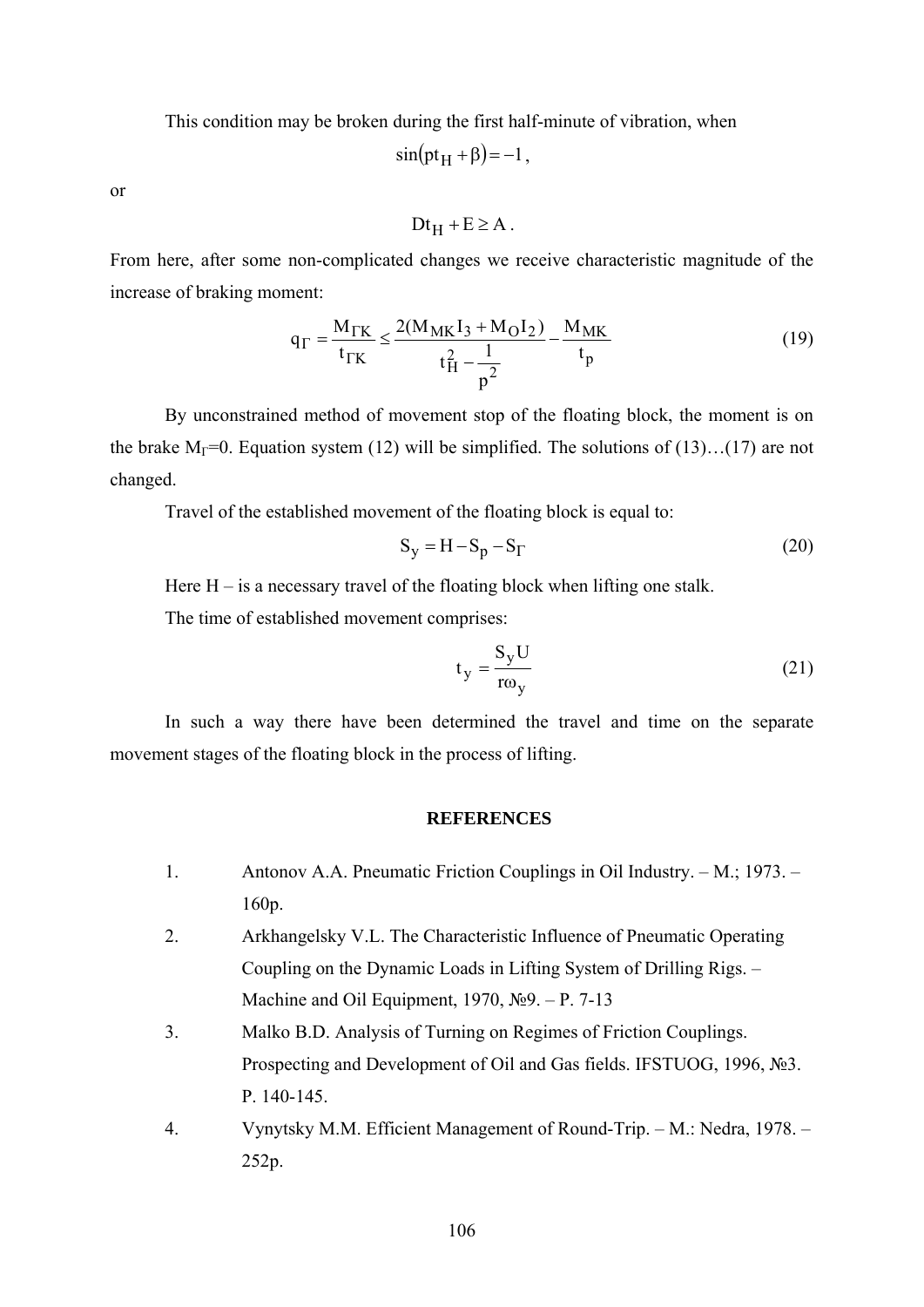This condition may be broken during the first half-minute of vibration, when

$$\sin(pt_H + \beta) = -1,$$

or

$$Dt_H + E \geq A.$$

From here, after some non-complicated changes we receive characteristic magnitude of the increase of braking moment:

$$q_\Gamma = \frac{M_{\Gamma K}}{t_{\Gamma K}} \leq \frac{2(M_{MK} I_3 + M_O I_2)}{t_H^2 - \frac{1}{p^2}} - \frac{M_{MK}}{t_p} \tag{19}$$

By unconstrained method of movement stop of the floating block, the moment is on the brake $M_\Gamma$=0. Equation system (12) will be simplified. The solutions of (13)…(17) are not changed.

Travel of the established movement of the floating block is equal to:

$$S_y = H - S_p - S_\Gamma \tag{20}$$

Here H – is a necessary travel of the floating block when lifting one stalk.

The time of established movement comprises:

$$t_y = \frac{S_y U}{r\omega_y} \tag{21}$$

In such a way there have been determined the travel and time on the separate movement stages of the floating block in the process of lifting.

## REFERENCES

1. Antonov A.A. Pneumatic Friction Couplings in Oil Industry. – M.; 1973. – 160p.
2. Arkhangelsky V.L. The Characteristic Influence of Pneumatic Operating Coupling on the Dynamic Loads in Lifting System of Drilling Rigs. – Machine and Oil Equipment, 1970, №9. – P. 7-13
3. Malko B.D. Analysis of Turning on Regimes of Friction Couplings. Prospecting and Development of Oil and Gas fields. IFSTUOG, 1996, №3. P. 140-145.
4. Vynytsky M.M. Efficient Management of Round-Trip. – M.: Nedra, 1978. – 252p.